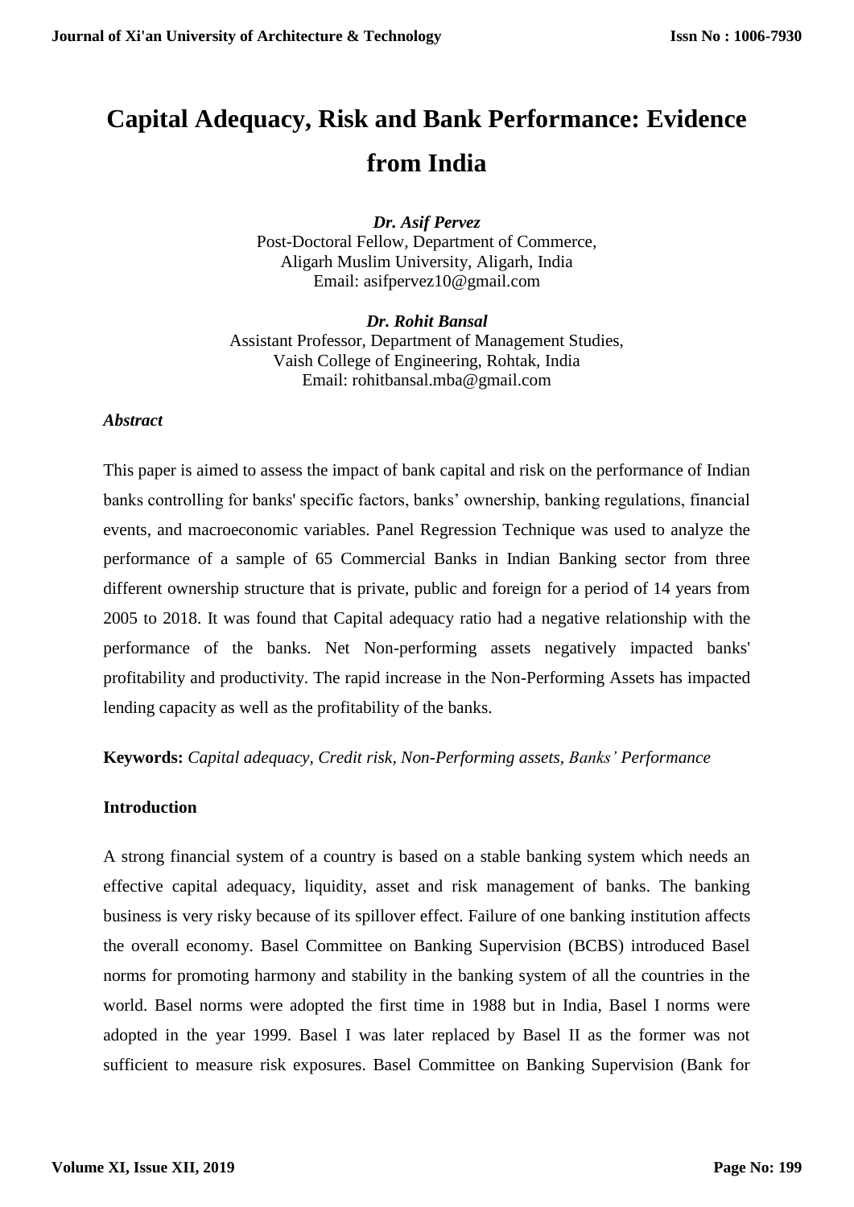# Capital Adequacy, Risk and Bank Performance: Evidence from India

***Dr. Asif Pervez***
Post-Doctoral Fellow, Department of Commerce,
Aligarh Muslim University, Aligarh, India
Email: asifpervez10@gmail.com

***Dr. Rohit Bansal***
Assistant Professor, Department of Management Studies,
Vaish College of Engineering, Rohtak, India
Email: rohitbansal.mba@gmail.com

***Abstract***

This paper is aimed to assess the impact of bank capital and risk on the performance of Indian banks controlling for banks' specific factors, banks' ownership, banking regulations, financial events, and macroeconomic variables. Panel Regression Technique was used to analyze the performance of a sample of 65 Commercial Banks in Indian Banking sector from three different ownership structure that is private, public and foreign for a period of 14 years from 2005 to 2018. It was found that Capital adequacy ratio had a negative relationship with the performance of the banks. Net Non-performing assets negatively impacted banks' profitability and productivity. The rapid increase in the Non-Performing Assets has impacted lending capacity as well as the profitability of the banks.

**Keywords:** *Capital adequacy, Credit risk, Non-Performing assets, Banks' Performance*

## Introduction

A strong financial system of a country is based on a stable banking system which needs an effective capital adequacy, liquidity, asset and risk management of banks. The banking business is very risky because of its spillover effect. Failure of one banking institution affects the overall economy. Basel Committee on Banking Supervision (BCBS) introduced Basel norms for promoting harmony and stability in the banking system of all the countries in the world. Basel norms were adopted the first time in 1988 but in India, Basel I norms were adopted in the year 1999. Basel I was later replaced by Basel II as the former was not sufficient to measure risk exposures. Basel Committee on Banking Supervision (Bank for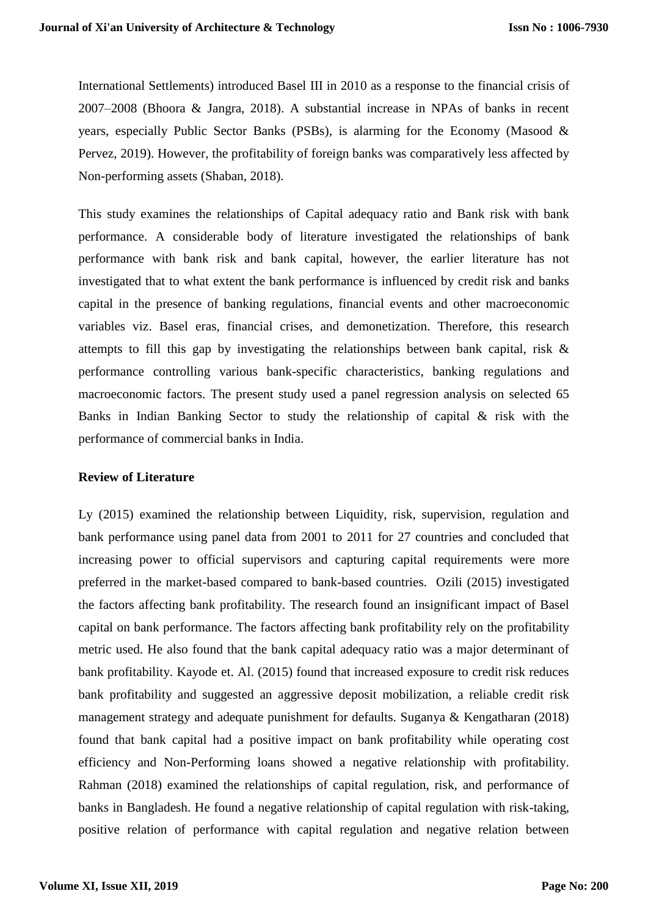International Settlements) introduced Basel III in 2010 as a response to the financial crisis of 2007–2008 (Bhoora & Jangra, 2018). A substantial increase in NPAs of banks in recent years, especially Public Sector Banks (PSBs), is alarming for the Economy (Masood & Pervez, 2019). However, the profitability of foreign banks was comparatively less affected by Non-performing assets (Shaban, 2018).

This study examines the relationships of Capital adequacy ratio and Bank risk with bank performance. A considerable body of literature investigated the relationships of bank performance with bank risk and bank capital, however, the earlier literature has not investigated that to what extent the bank performance is influenced by credit risk and banks capital in the presence of banking regulations, financial events and other macroeconomic variables viz. Basel eras, financial crises, and demonetization. Therefore, this research attempts to fill this gap by investigating the relationships between bank capital, risk & performance controlling various bank-specific characteristics, banking regulations and macroeconomic factors. The present study used a panel regression analysis on selected 65 Banks in Indian Banking Sector to study the relationship of capital & risk with the performance of commercial banks in India.

## Review of Literature

Ly (2015) examined the relationship between Liquidity, risk, supervision, regulation and bank performance using panel data from 2001 to 2011 for 27 countries and concluded that increasing power to official supervisors and capturing capital requirements were more preferred in the market-based compared to bank-based countries. Ozili (2015) investigated the factors affecting bank profitability. The research found an insignificant impact of Basel capital on bank performance. The factors affecting bank profitability rely on the profitability metric used. He also found that the bank capital adequacy ratio was a major determinant of bank profitability. Kayode et. Al. (2015) found that increased exposure to credit risk reduces bank profitability and suggested an aggressive deposit mobilization, a reliable credit risk management strategy and adequate punishment for defaults. Suganya & Kengatharan (2018) found that bank capital had a positive impact on bank profitability while operating cost efficiency and Non-Performing loans showed a negative relationship with profitability. Rahman (2018) examined the relationships of capital regulation, risk, and performance of banks in Bangladesh. He found a negative relationship of capital regulation with risk-taking, positive relation of performance with capital regulation and negative relation between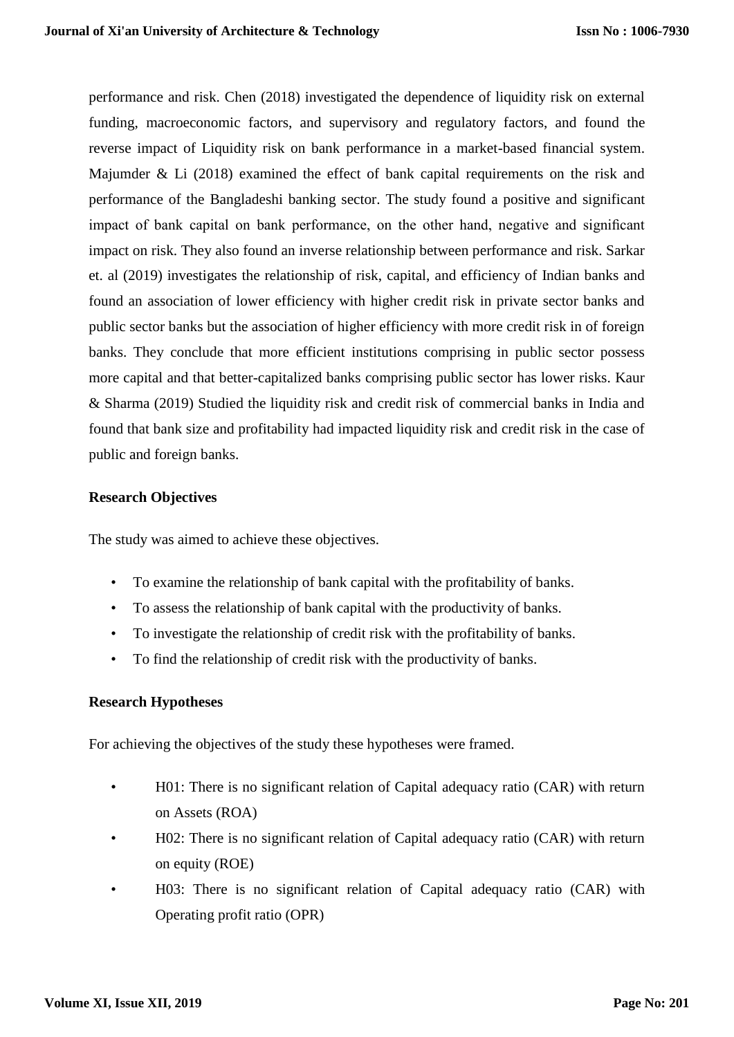performance and risk. Chen (2018) investigated the dependence of liquidity risk on external funding, macroeconomic factors, and supervisory and regulatory factors, and found the reverse impact of Liquidity risk on bank performance in a market-based financial system. Majumder & Li (2018) examined the effect of bank capital requirements on the risk and performance of the Bangladeshi banking sector. The study found a positive and significant impact of bank capital on bank performance, on the other hand, negative and significant impact on risk. They also found an inverse relationship between performance and risk. Sarkar et. al (2019) investigates the relationship of risk, capital, and efficiency of Indian banks and found an association of lower efficiency with higher credit risk in private sector banks and public sector banks but the association of higher efficiency with more credit risk in of foreign banks. They conclude that more efficient institutions comprising in public sector possess more capital and that better-capitalized banks comprising public sector has lower risks. Kaur & Sharma (2019) Studied the liquidity risk and credit risk of commercial banks in India and found that bank size and profitability had impacted liquidity risk and credit risk in the case of public and foreign banks.

## Research Objectives

The study was aimed to achieve these objectives.

- To examine the relationship of bank capital with the profitability of banks.
- To assess the relationship of bank capital with the productivity of banks.
- To investigate the relationship of credit risk with the profitability of banks.
- To find the relationship of credit risk with the productivity of banks.

## Research Hypotheses

For achieving the objectives of the study these hypotheses were framed.

- H01: There is no significant relation of Capital adequacy ratio (CAR) with return on Assets (ROA)
- H02: There is no significant relation of Capital adequacy ratio (CAR) with return on equity (ROE)
- H03: There is no significant relation of Capital adequacy ratio (CAR) with Operating profit ratio (OPR)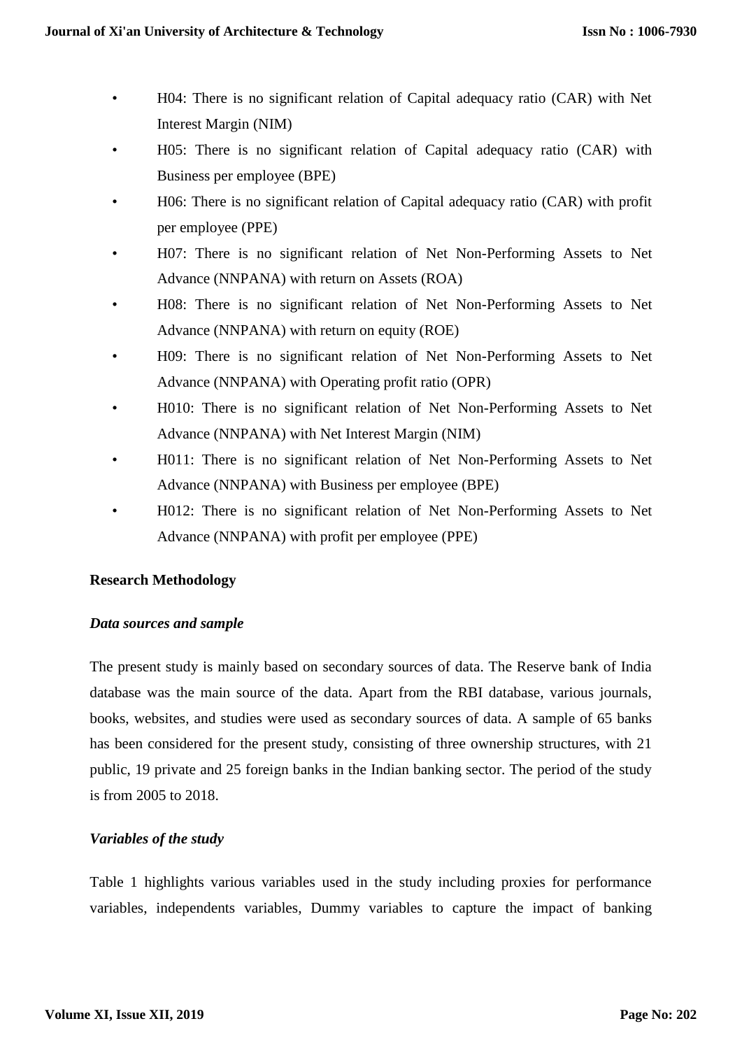- H04: There is no significant relation of Capital adequacy ratio (CAR) with Net Interest Margin (NIM)
- H05: There is no significant relation of Capital adequacy ratio (CAR) with Business per employee (BPE)
- H06: There is no significant relation of Capital adequacy ratio (CAR) with profit per employee (PPE)
- H07: There is no significant relation of Net Non-Performing Assets to Net Advance (NNPANA) with return on Assets (ROA)
- H08: There is no significant relation of Net Non-Performing Assets to Net Advance (NNPANA) with return on equity (ROE)
- H09: There is no significant relation of Net Non-Performing Assets to Net Advance (NNPANA) with Operating profit ratio (OPR)
- H010: There is no significant relation of Net Non-Performing Assets to Net Advance (NNPANA) with Net Interest Margin (NIM)
- H011: There is no significant relation of Net Non-Performing Assets to Net Advance (NNPANA) with Business per employee (BPE)
- H012: There is no significant relation of Net Non-Performing Assets to Net Advance (NNPANA) with profit per employee (PPE)

## Research Methodology

### *Data sources and sample*

The present study is mainly based on secondary sources of data. The Reserve bank of India database was the main source of the data. Apart from the RBI database, various journals, books, websites, and studies were used as secondary sources of data. A sample of 65 banks has been considered for the present study, consisting of three ownership structures, with 21 public, 19 private and 25 foreign banks in the Indian banking sector. The period of the study is from 2005 to 2018.

### *Variables of the study*

Table 1 highlights various variables used in the study including proxies for performance variables, independents variables, Dummy variables to capture the impact of banking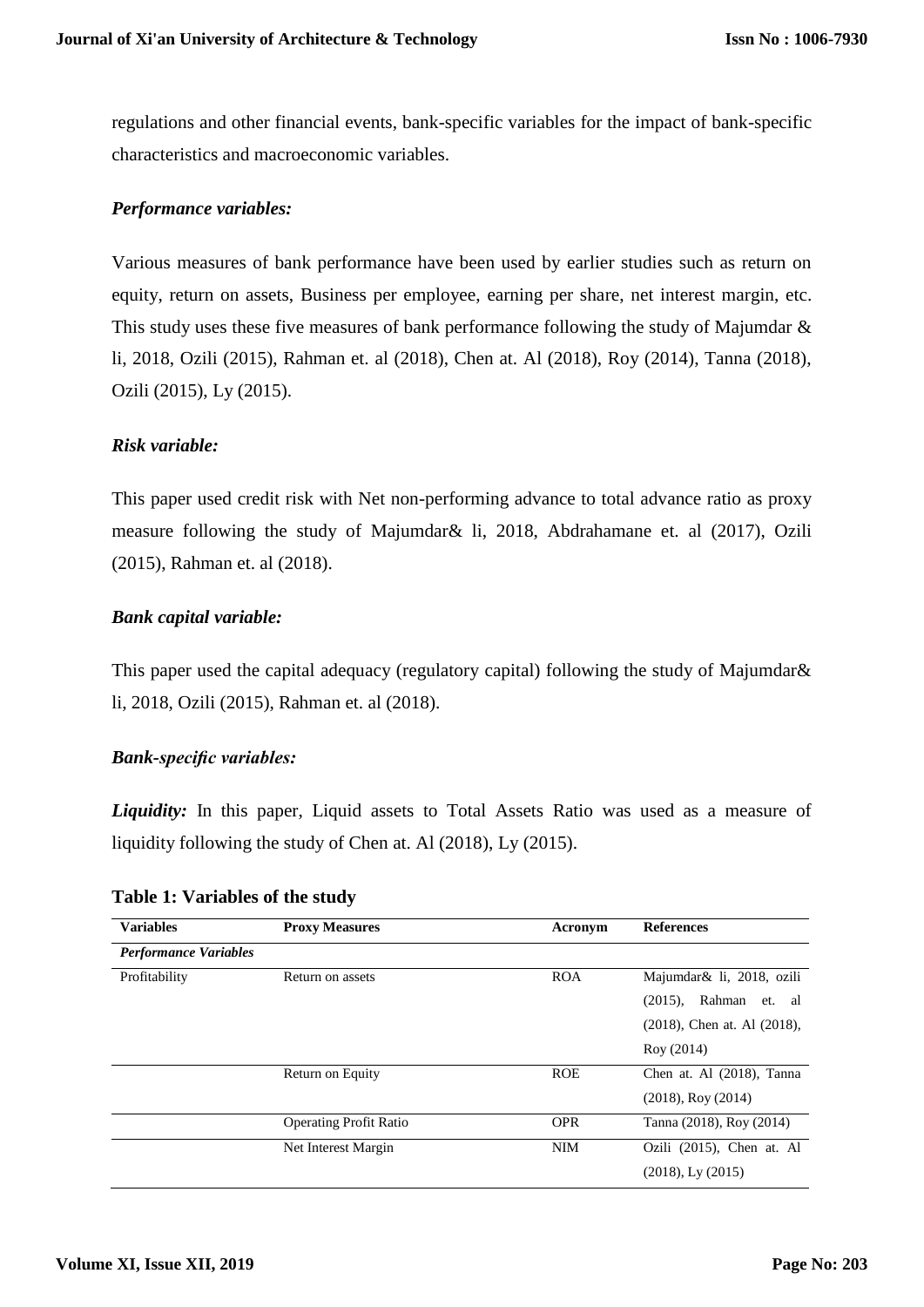regulations and other financial events, bank-specific variables for the impact of bank-specific characteristics and macroeconomic variables.

***Performance variables:***

Various measures of bank performance have been used by earlier studies such as return on equity, return on assets, Business per employee, earning per share, net interest margin, etc. This study uses these five measures of bank performance following the study of Majumdar & li, 2018, Ozili (2015), Rahman et. al (2018), Chen at. Al (2018), Roy (2014), Tanna (2018), Ozili (2015), Ly (2015).

***Risk variable:***

This paper used credit risk with Net non-performing advance to total advance ratio as proxy measure following the study of Majumdar& li, 2018, Abdrahamane et. al (2017), Ozili (2015), Rahman et. al (2018).

***Bank capital variable:***

This paper used the capital adequacy (regulatory capital) following the study of Majumdar& li, 2018, Ozili (2015), Rahman et. al (2018).

***Bank-specific variables:***

***Liquidity:*** In this paper, Liquid assets to Total Assets Ratio was used as a measure of liquidity following the study of Chen at. Al (2018), Ly (2015).

**Table 1: Variables of the study**

| Variables | Proxy Measures | Acronym | References |
|---|---|---|---|
| ***Performance Variables*** | | | |
| Profitability | Return on assets | ROA | Majumdar& li, 2018, ozili (2015), Rahman et. al (2018), Chen at. Al (2018), Roy (2014) |
| | Return on Equity | ROE | Chen at. Al (2018), Tanna (2018), Roy (2014) |
| | Operating Profit Ratio | OPR | Tanna (2018), Roy (2014) |
| | Net Interest Margin | NIM | Ozili (2015), Chen at. Al (2018), Ly (2015) |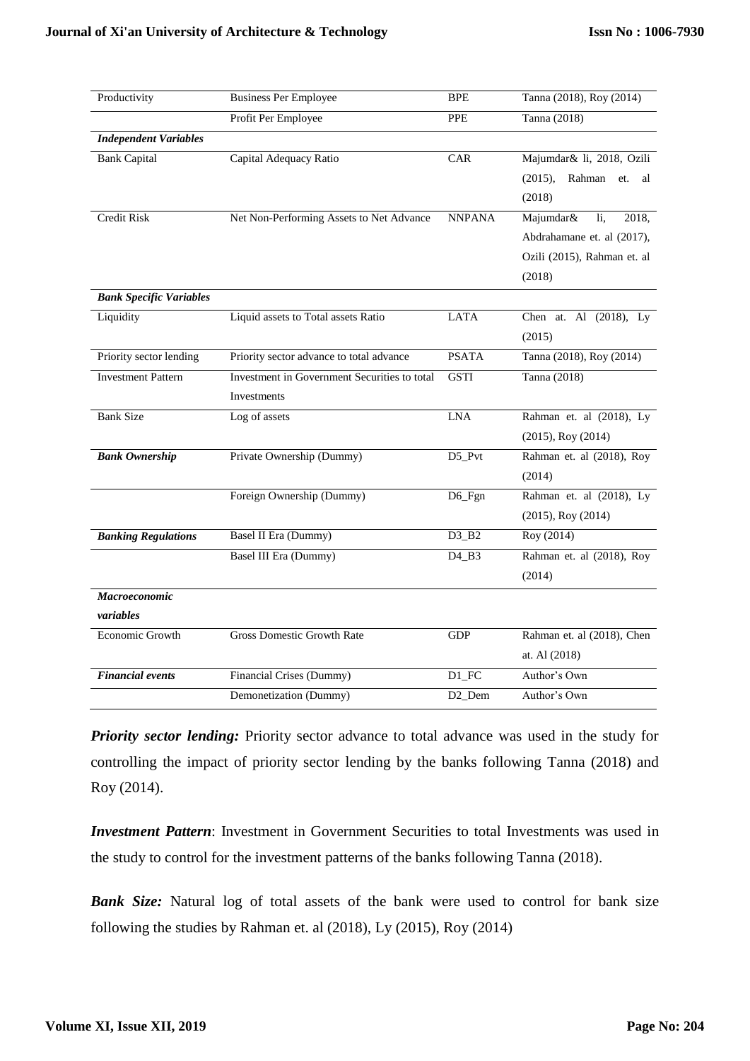| | | | |
|---|---|---|---|
| Productivity | Business Per Employee | BPE | Tanna (2018), Roy (2014) |
| | Profit Per Employee | PPE | Tanna (2018) |
| ***Independent Variables*** | | | |
| Bank Capital | Capital Adequacy Ratio | CAR | Majumdar& li, 2018, Ozili (2015), Rahman et. al (2018) |
| Credit Risk | Net Non-Performing Assets to Net Advance | NNPANA | Majumdar& li, 2018, Abdrahamane et. al (2017), Ozili (2015), Rahman et. al (2018) |
| ***Bank Specific Variables*** | | | |
| Liquidity | Liquid assets to Total assets Ratio | LATA | Chen at. Al (2018), Ly (2015) |
| Priority sector lending | Priority sector advance to total advance | PSATA | Tanna (2018), Roy (2014) |
| Investment Pattern | Investment in Government Securities to total Investments | GSTI | Tanna (2018) |
| Bank Size | Log of assets | LNA | Rahman et. al (2018), Ly (2015), Roy (2014) |
| ***Bank Ownership*** | Private Ownership (Dummy) | D5_Pvt | Rahman et. al (2018), Roy (2014) |
| | Foreign Ownership (Dummy) | D6_Fgn | Rahman et. al (2018), Ly (2015), Roy (2014) |
| ***Banking Regulations*** | Basel II Era (Dummy) | D3_B2 | Roy (2014) |
| | Basel III Era (Dummy) | D4_B3 | Rahman et. al (2018), Roy (2014) |
| ***Macroeconomic variables*** | | | |
| Economic Growth | Gross Domestic Growth Rate | GDP | Rahman et. al (2018), Chen at. Al (2018) |
| ***Financial events*** | Financial Crises (Dummy) | D1_FC | Author's Own |
| | Demonetization (Dummy) | D2_Dem | Author's Own |

***Priority sector lending:*** Priority sector advance to total advance was used in the study for controlling the impact of priority sector lending by the banks following Tanna (2018) and Roy (2014).

***Investment Pattern***: Investment in Government Securities to total Investments was used in the study to control for the investment patterns of the banks following Tanna (2018).

***Bank Size:*** Natural log of total assets of the bank were used to control for bank size following the studies by Rahman et. al (2018), Ly (2015), Roy (2014)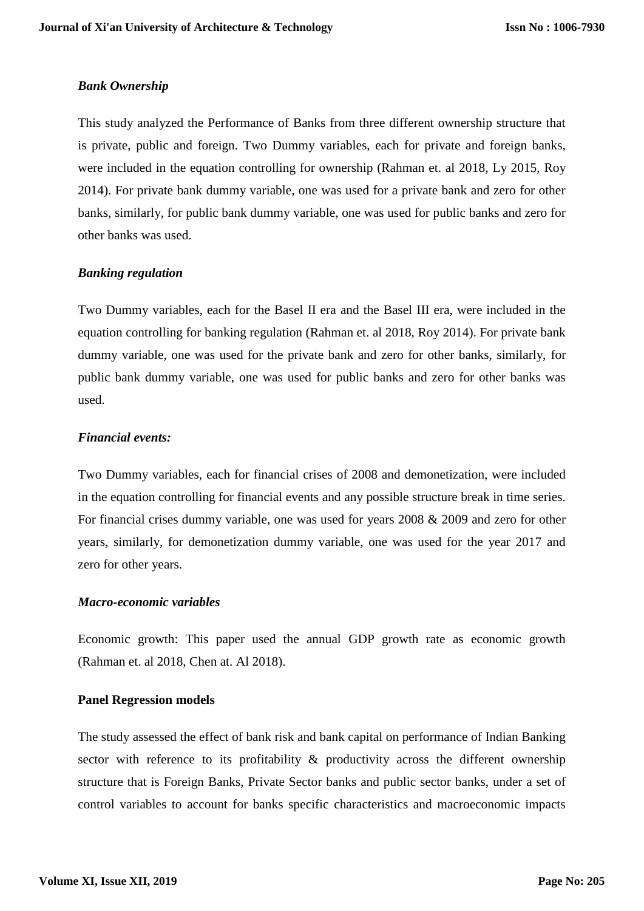***Bank Ownership***

This study analyzed the Performance of Banks from three different ownership structure that is private, public and foreign. Two Dummy variables, each for private and foreign banks, were included in the equation controlling for ownership (Rahman et. al 2018, Ly 2015, Roy 2014). For private bank dummy variable, one was used for a private bank and zero for other banks, similarly, for public bank dummy variable, one was used for public banks and zero for other banks was used.

***Banking regulation***

Two Dummy variables, each for the Basel II era and the Basel III era, were included in the equation controlling for banking regulation (Rahman et. al 2018, Roy 2014). For private bank dummy variable, one was used for the private bank and zero for other banks, similarly, for public bank dummy variable, one was used for public banks and zero for other banks was used.

***Financial events:***

Two Dummy variables, each for financial crises of 2008 and demonetization, were included in the equation controlling for financial events and any possible structure break in time series. For financial crises dummy variable, one was used for years 2008 & 2009 and zero for other years, similarly, for demonetization dummy variable, one was used for the year 2017 and zero for other years.

***Macro-economic variables***

Economic growth: This paper used the annual GDP growth rate as economic growth (Rahman et. al 2018, Chen at. Al 2018).

**Panel Regression models**

The study assessed the effect of bank risk and bank capital on performance of Indian Banking sector with reference to its profitability & productivity across the different ownership structure that is Foreign Banks, Private Sector banks and public sector banks, under a set of control variables to account for banks specific characteristics and macroeconomic impacts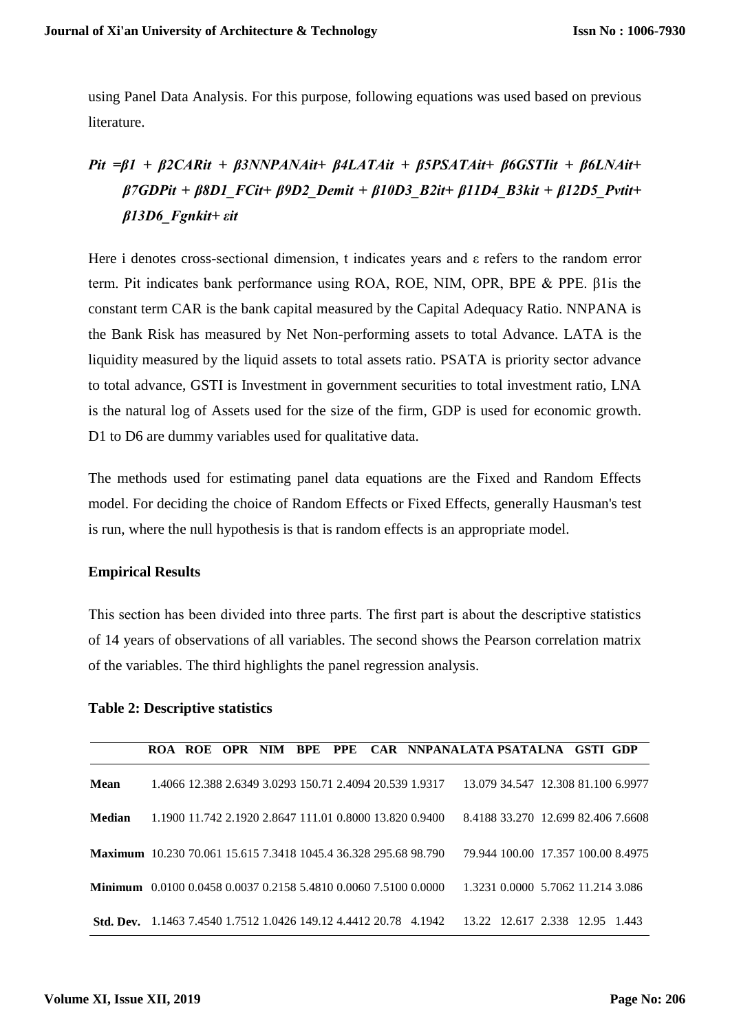using Panel Data Analysis. For this purpose, following equations was used based on previous literature.

$$P_{it} = \beta_1 + \beta_2 CAR_{it} + \beta_3 NNPANA_{it} + \beta_4 LATA_{it} + \beta_5 PSATA_{it} + \beta_6 GSTI_{it} + \beta_6 LNA_{it} + \beta_7 GDP_{it} + \beta_8 D1\_FC_{it} + \beta_9 D2\_Dem_{it} + \beta_{10} D3\_B2_{it} + \beta_{11} D4\_B3k_{it} + \beta_{12} D5\_Pvt_{it} + \beta_{13} D6\_Fgnk_{it} + \varepsilon_{it}$$

Here i denotes cross-sectional dimension, t indicates years and ε refers to the random error term. Pit indicates bank performance using ROA, ROE, NIM, OPR, BPE & PPE. β1is the constant term CAR is the bank capital measured by the Capital Adequacy Ratio. NNPANA is the Bank Risk has measured by Net Non-performing assets to total Advance. LATA is the liquidity measured by the liquid assets to total assets ratio. PSATA is priority sector advance to total advance, GSTI is Investment in government securities to total investment ratio, LNA is the natural log of Assets used for the size of the firm, GDP is used for economic growth. D1 to D6 are dummy variables used for qualitative data.

The methods used for estimating panel data equations are the Fixed and Random Effects model. For deciding the choice of Random Effects or Fixed Effects, generally Hausman's test is run, where the null hypothesis is that is random effects is an appropriate model.

**Empirical Results**

This section has been divided into three parts. The first part is about the descriptive statistics of 14 years of observations of all variables. The second shows the Pearson correlation matrix of the variables. The third highlights the panel regression analysis.

**Table 2: Descriptive statistics**

| | ROA | ROE | OPR | NIM | BPE | PPE | CAR | NNPANA | LATA | PSATA | LNA | GSTI | GDP |
|---|---|---|---|---|---|---|---|---|---|---|---|---|---|
| **Mean** | 1.4066 | 12.388 | 2.6349 | 3.0293 | 150.71 | 2.4094 | 20.539 | 1.9317 | 13.079 | 34.547 | 12.308 | 81.100 | 6.9977 |
| **Median** | 1.1900 | 11.742 | 2.1920 | 2.8647 | 111.01 | 0.8000 | 13.820 | 0.9400 | 8.4188 | 33.270 | 12.699 | 82.406 | 7.6608 |
| **Maximum** | 10.230 | 70.061 | 15.615 | 7.3418 | 1045.4 | 36.328 | 295.68 | 98.790 | 79.944 | 100.00 | 17.357 | 100.00 | 8.4975 |
| **Minimum** | 0.0100 | 0.0458 | 0.0037 | 0.2158 | 5.4810 | 0.0060 | 7.5100 | 0.0000 | 1.3231 | 0.0000 | 5.7062 | 11.214 | 3.086 |
| **Std. Dev.** | 1.1463 | 7.4540 | 1.7512 | 1.0426 | 149.12 | 4.4412 | 20.78 | 4.1942 | 13.22 | 12.617 | 2.338 | 12.95 | 1.443 |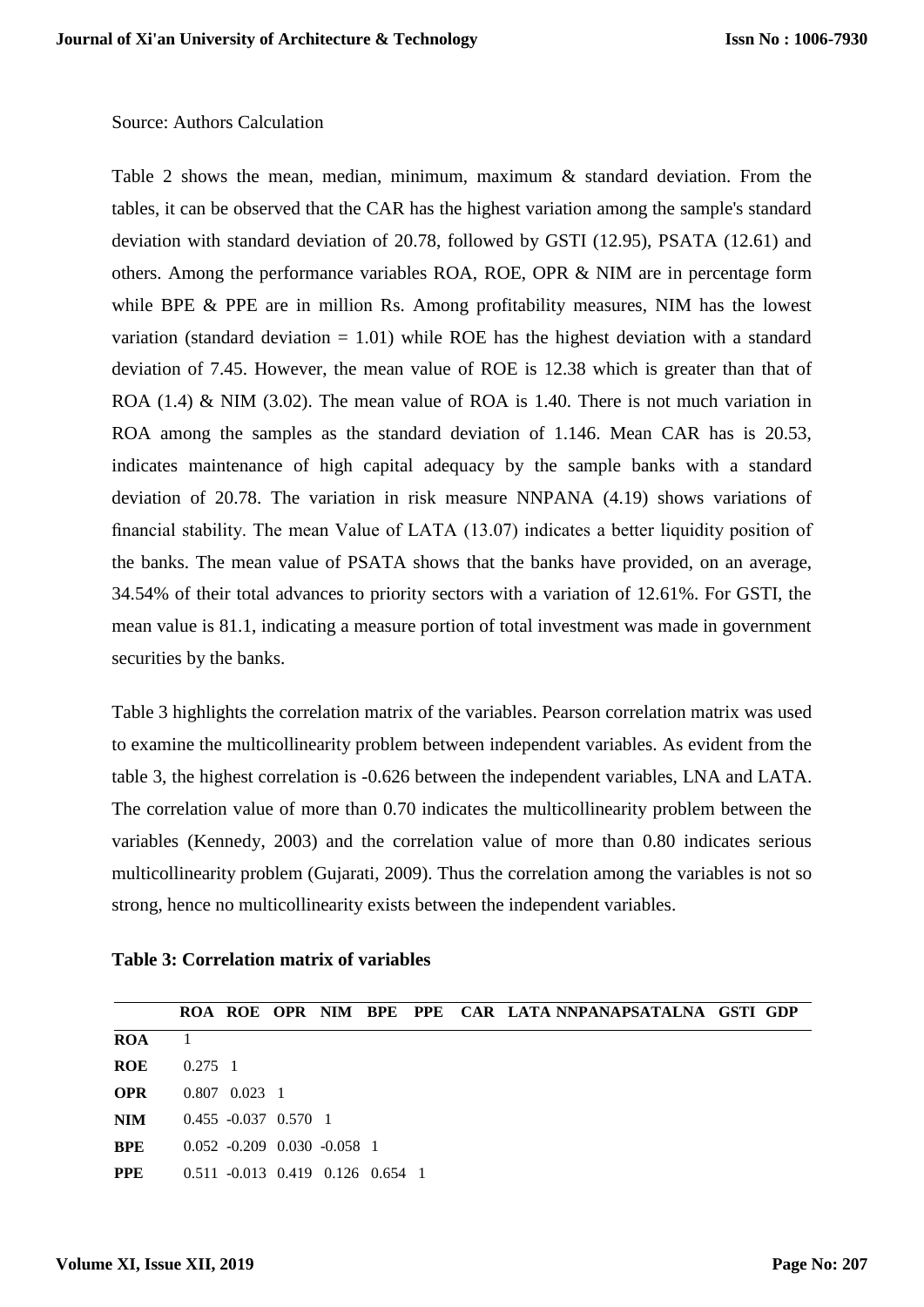Source: Authors Calculation

Table 2 shows the mean, median, minimum, maximum & standard deviation. From the tables, it can be observed that the CAR has the highest variation among the sample's standard deviation with standard deviation of 20.78, followed by GSTI (12.95), PSATA (12.61) and others. Among the performance variables ROA, ROE, OPR & NIM are in percentage form while BPE & PPE are in million Rs. Among profitability measures, NIM has the lowest variation (standard deviation = 1.01) while ROE has the highest deviation with a standard deviation of 7.45. However, the mean value of ROE is 12.38 which is greater than that of ROA (1.4) & NIM (3.02). The mean value of ROA is 1.40. There is not much variation in ROA among the samples as the standard deviation of 1.146. Mean CAR has is 20.53, indicates maintenance of high capital adequacy by the sample banks with a standard deviation of 20.78. The variation in risk measure NNPANA (4.19) shows variations of financial stability. The mean Value of LATA (13.07) indicates a better liquidity position of the banks. The mean value of PSATA shows that the banks have provided, on an average, 34.54% of their total advances to priority sectors with a variation of 12.61%. For GSTI, the mean value is 81.1, indicating a measure portion of total investment was made in government securities by the banks.

Table 3 highlights the correlation matrix of the variables. Pearson correlation matrix was used to examine the multicollinearity problem between independent variables. As evident from the table 3, the highest correlation is -0.626 between the independent variables, LNA and LATA. The correlation value of more than 0.70 indicates the multicollinearity problem between the variables (Kennedy, 2003) and the correlation value of more than 0.80 indicates serious multicollinearity problem (Gujarati, 2009). Thus the correlation among the variables is not so strong, hence no multicollinearity exists between the independent variables.

**Table 3: Correlation matrix of variables**

| | ROA | ROE | OPR | NIM | BPE | PPE | CAR | LATA | NNPANA | PSATA | LNA | GSTI | GDP |
|---|---|---|---|---|---|---|---|---|---|---|---|---|---|
| **ROA** | 1 | | | | | | | | | | | | |
| **ROE** | 0.275 | 1 | | | | | | | | | | | |
| **OPR** | 0.807 | 0.023 | 1 | | | | | | | | | | |
| **NIM** | 0.455 | -0.037 | 0.570 | 1 | | | | | | | | | |
| **BPE** | 0.052 | -0.209 | 0.030 | -0.058 | 1 | | | | | | | | |
| **PPE** | 0.511 | -0.013 | 0.419 | 0.126 | 0.654 | 1 | | | | | | | |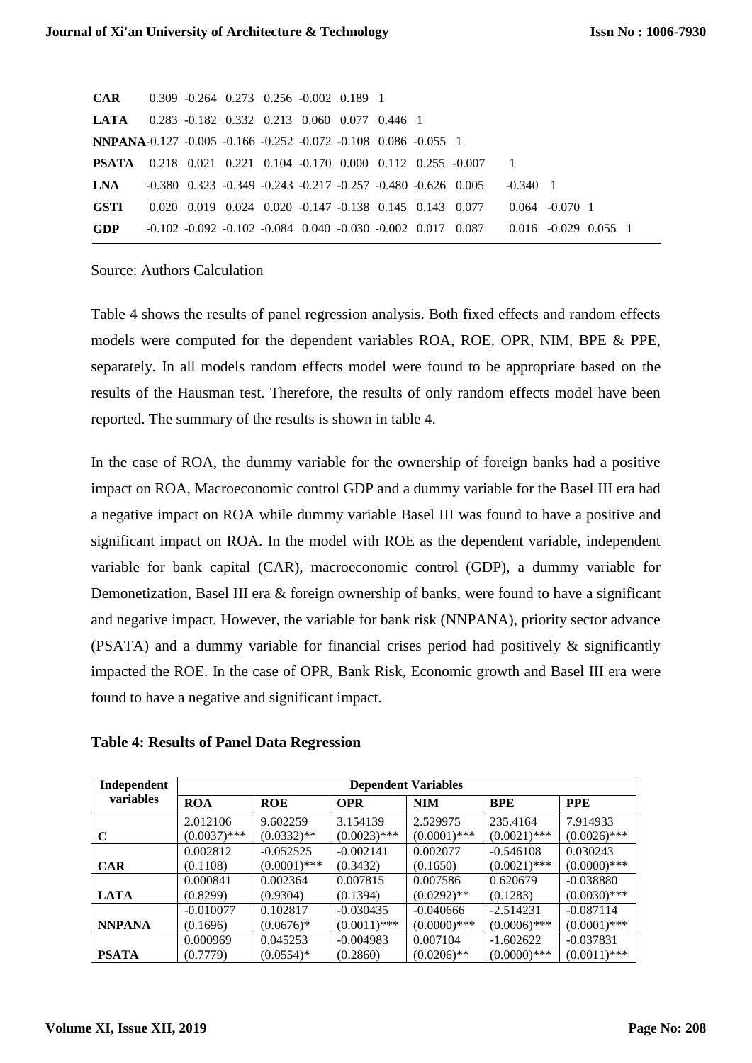| | | | | | | | | | | | | | | |
|---|---|---|---|---|---|---|---|---|---|---|---|---|---|---|
| **CAR** | 0.309 | -0.264 | 0.273 | 0.256 | -0.002 | 0.189 | 1 | | | | | | | |
| **LATA** | 0.283 | -0.182 | 0.332 | 0.213 | 0.060 | 0.077 | 0.446 | 1 | | | | | | |
| **NNPANA** | -0.127 | -0.005 | -0.166 | -0.252 | -0.072 | -0.108 | 0.086 | -0.055 | 1 | | | | | |
| **PSATA** | 0.218 | 0.021 | 0.221 | 0.104 | -0.170 | 0.000 | 0.112 | 0.255 | -0.007 | 1 | | | | |
| **LNA** | -0.380 | 0.323 | -0.349 | -0.243 | -0.217 | -0.257 | -0.480 | -0.626 | 0.005 | -0.340 | 1 | | | |
| **GSTI** | 0.020 | 0.019 | 0.024 | 0.020 | -0.147 | -0.138 | 0.145 | 0.143 | 0.077 | 0.064 | -0.070 | 1 | | |
| **GDP** | -0.102 | -0.092 | -0.102 | -0.084 | 0.040 | -0.030 | -0.002 | 0.017 | 0.087 | 0.016 | -0.029 | 0.055 | 1 | |

Source: Authors Calculation

Table 4 shows the results of panel regression analysis. Both fixed effects and random effects models were computed for the dependent variables ROA, ROE, OPR, NIM, BPE & PPE, separately. In all models random effects model were found to be appropriate based on the results of the Hausman test. Therefore, the results of only random effects model have been reported. The summary of the results is shown in table 4.

In the case of ROA, the dummy variable for the ownership of foreign banks had a positive impact on ROA, Macroeconomic control GDP and a dummy variable for the Basel III era had a negative impact on ROA while dummy variable Basel III was found to have a positive and significant impact on ROA. In the model with ROE as the dependent variable, independent variable for bank capital (CAR), macroeconomic control (GDP), a dummy variable for Demonetization, Basel III era & foreign ownership of banks, were found to have a significant and negative impact. However, the variable for bank risk (NNPANA), priority sector advance (PSATA) and a dummy variable for financial crises period had positively & significantly impacted the ROE. In the case of OPR, Bank Risk, Economic growth and Basel III era were found to have a negative and significant impact.

**Table 4: Results of Panel Data Regression**

| Independent variables | Dependent Variables | | | | | |
|---|---|---|---|---|---|---|
| | **ROA** | **ROE** | **OPR** | **NIM** | **BPE** | **PPE** |
| **C** | 2.012106 (0.0037)*** | 9.602259 (0.0332)** | 3.154139 (0.0023)*** | 2.529975 (0.0001)*** | 235.4164 (0.0021)*** | 7.914933 (0.0026)*** |
| **CAR** | 0.002812 (0.1108) | -0.052525 (0.0001)*** | -0.002141 (0.3432) | 0.002077 (0.1650) | -0.546108 (0.0021)*** | 0.030243 (0.0000)*** |
| **LATA** | 0.000841 (0.8299) | 0.002364 (0.9304) | 0.007815 (0.1394) | 0.007586 (0.0292)** | 0.620679 (0.1283) | -0.038880 (0.0030)*** |
| **NNPANA** | -0.010077 (0.1696) | 0.102817 (0.0676)* | -0.030435 (0.0011)*** | -0.040666 (0.0000)*** | -2.514231 (0.0006)*** | -0.087114 (0.0001)*** |
| **PSATA** | 0.000969 (0.7779) | 0.045253 (0.0554)* | -0.004983 (0.2860) | 0.007104 (0.0206)** | -1.602622 (0.0000)*** | -0.037831 (0.0011)*** |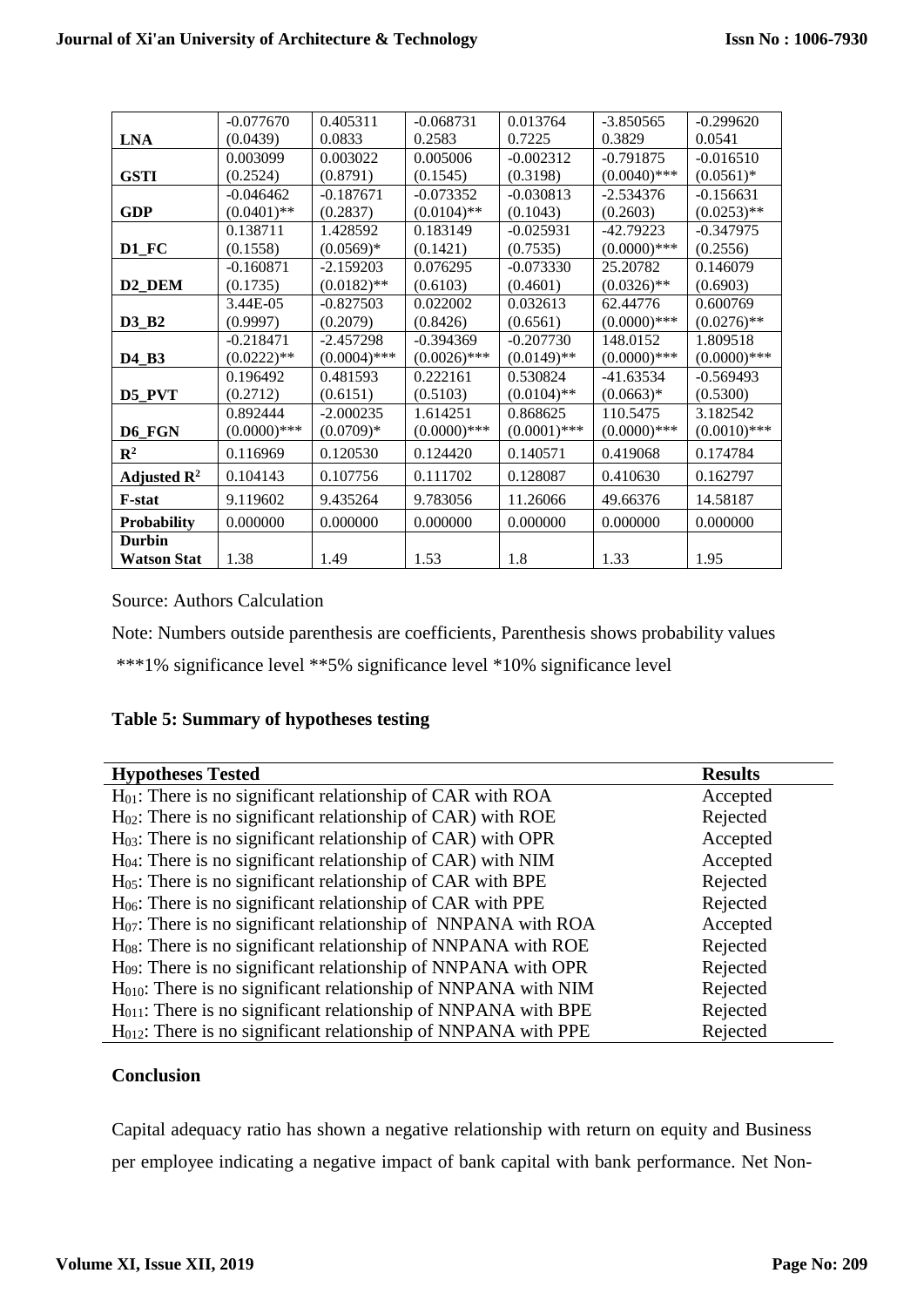| | | | | | | |
|---|---|---|---|---|---|---|
| **LNA** | -0.077670 (0.0439) | 0.405311 0.0833 | -0.068731 0.2583 | 0.013764 0.7225 | -3.850565 0.3829 | -0.299620 0.0541 |
| **GSTI** | 0.003099 (0.2524) | 0.003022 (0.8791) | 0.005006 (0.1545) | -0.002312 (0.3198) | -0.791875 (0.0040)*** | -0.016510 (0.0561)* |
| **GDP** | -0.046462 (0.0401)** | -0.187671 (0.2837) | -0.073352 (0.0104)** | -0.030813 (0.1043) | -2.534376 (0.2603) | -0.156631 (0.0253)** |
| **D1_FC** | 0.138711 (0.1558) | 1.428592 (0.0569)* | 0.183149 (0.1421) | -0.025931 (0.7535) | -42.79223 (0.0000)*** | -0.347975 (0.2556) |
| **D2_DEM** | -0.160871 (0.1735) | -2.159203 (0.0182)** | 0.076295 (0.6103) | -0.073330 (0.4601) | 25.20782 (0.0326)** | 0.146079 (0.6903) |
| **D3_B2** | 3.44E-05 (0.9997) | -0.827503 (0.2079) | 0.022002 (0.8426) | 0.032613 (0.6561) | 62.44776 (0.0000)*** | 0.600769 (0.0276)** |
| **D4_B3** | -0.218471 (0.0222)** | -2.457298 (0.0004)*** | -0.394369 (0.0026)*** | -0.207730 (0.0149)** | 148.0152 (0.0000)*** | 1.809518 (0.0000)*** |
| **D5_PVT** | 0.196492 (0.2712) | 0.481593 (0.6151) | 0.222161 (0.5103) | 0.530824 (0.0104)** | -41.63534 (0.0663)* | -0.569493 (0.5300) |
| **D6_FGN** | 0.892444 (0.0000)*** | -2.000235 (0.0709)* | 1.614251 (0.0000)*** | 0.868625 (0.0001)*** | 110.5475 (0.0000)*** | 3.182542 (0.0010)*** |
| **$R^2$** | 0.116969 | 0.120530 | 0.124420 | 0.140571 | 0.419068 | 0.174784 |
| **Adjusted $R^2$** | 0.104143 | 0.107756 | 0.111702 | 0.128087 | 0.410630 | 0.162797 |
| **F-stat** | 9.119602 | 9.435264 | 9.783056 | 11.26066 | 49.66376 | 14.58187 |
| **Probability** | 0.000000 | 0.000000 | 0.000000 | 0.000000 | 0.000000 | 0.000000 |
| **Durbin Watson Stat** | 1.38 | 1.49 | 1.53 | 1.8 | 1.33 | 1.95 |

Source: Authors Calculation

Note: Numbers outside parenthesis are coefficients, Parenthesis shows probability values

***1% significance level **5% significance level *10% significance level

**Table 5: Summary of hypotheses testing**

| Hypotheses Tested | Results |
|---|---|
| $H_{01}$: There is no significant relationship of CAR with ROA | Accepted |
| $H_{02}$: There is no significant relationship of CAR) with ROE | Rejected |
| $H_{03}$: There is no significant relationship of CAR) with OPR | Accepted |
| $H_{04}$: There is no significant relationship of CAR) with NIM | Accepted |
| $H_{05}$: There is no significant relationship of CAR with BPE | Rejected |
| $H_{06}$: There is no significant relationship of CAR with PPE | Rejected |
| $H_{07}$: There is no significant relationship of NNPANA with ROA | Accepted |
| $H_{08}$: There is no significant relationship of NNPANA with ROE | Rejected |
| $H_{09}$: There is no significant relationship of NNPANA with OPR | Rejected |
| $H_{010}$: There is no significant relationship of NNPANA with NIM | Rejected |
| $H_{011}$: There is no significant relationship of NNPANA with BPE | Rejected |
| $H_{012}$: There is no significant relationship of NNPANA with PPE | Rejected |

## Conclusion

Capital adequacy ratio has shown a negative relationship with return on equity and Business per employee indicating a negative impact of bank capital with bank performance. Net Non-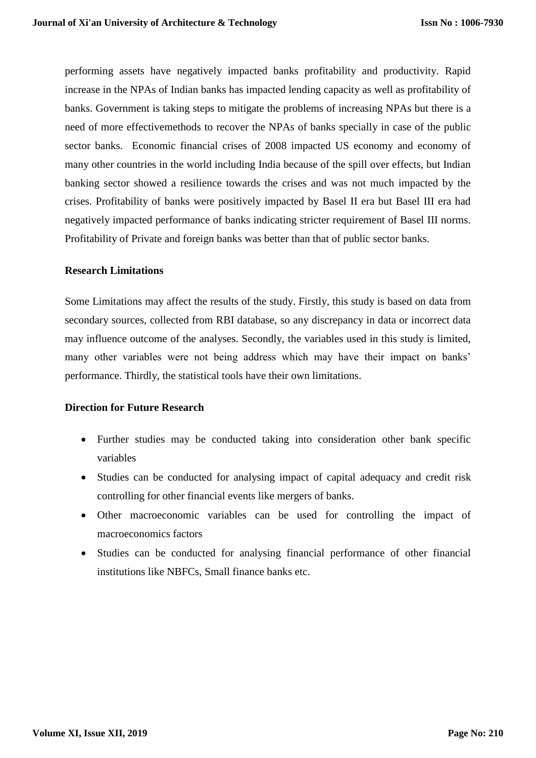performing assets have negatively impacted banks profitability and productivity. Rapid increase in the NPAs of Indian banks has impacted lending capacity as well as profitability of banks. Government is taking steps to mitigate the problems of increasing NPAs but there is a need of more effectivemethods to recover the NPAs of banks specially in case of the public sector banks. Economic financial crises of 2008 impacted US economy and economy of many other countries in the world including India because of the spill over effects, but Indian banking sector showed a resilience towards the crises and was not much impacted by the crises. Profitability of banks were positively impacted by Basel II era but Basel III era had negatively impacted performance of banks indicating stricter requirement of Basel III norms. Profitability of Private and foreign banks was better than that of public sector banks.

**Research Limitations**

Some Limitations may affect the results of the study. Firstly, this study is based on data from secondary sources, collected from RBI database, so any discrepancy in data or incorrect data may influence outcome of the analyses. Secondly, the variables used in this study is limited, many other variables were not being address which may have their impact on banks' performance. Thirdly, the statistical tools have their own limitations.

**Direction for Future Research**

- Further studies may be conducted taking into consideration other bank specific variables
- Studies can be conducted for analysing impact of capital adequacy and credit risk controlling for other financial events like mergers of banks.
- Other macroeconomic variables can be used for controlling the impact of macroeconomics factors
- Studies can be conducted for analysing financial performance of other financial institutions like NBFCs, Small finance banks etc.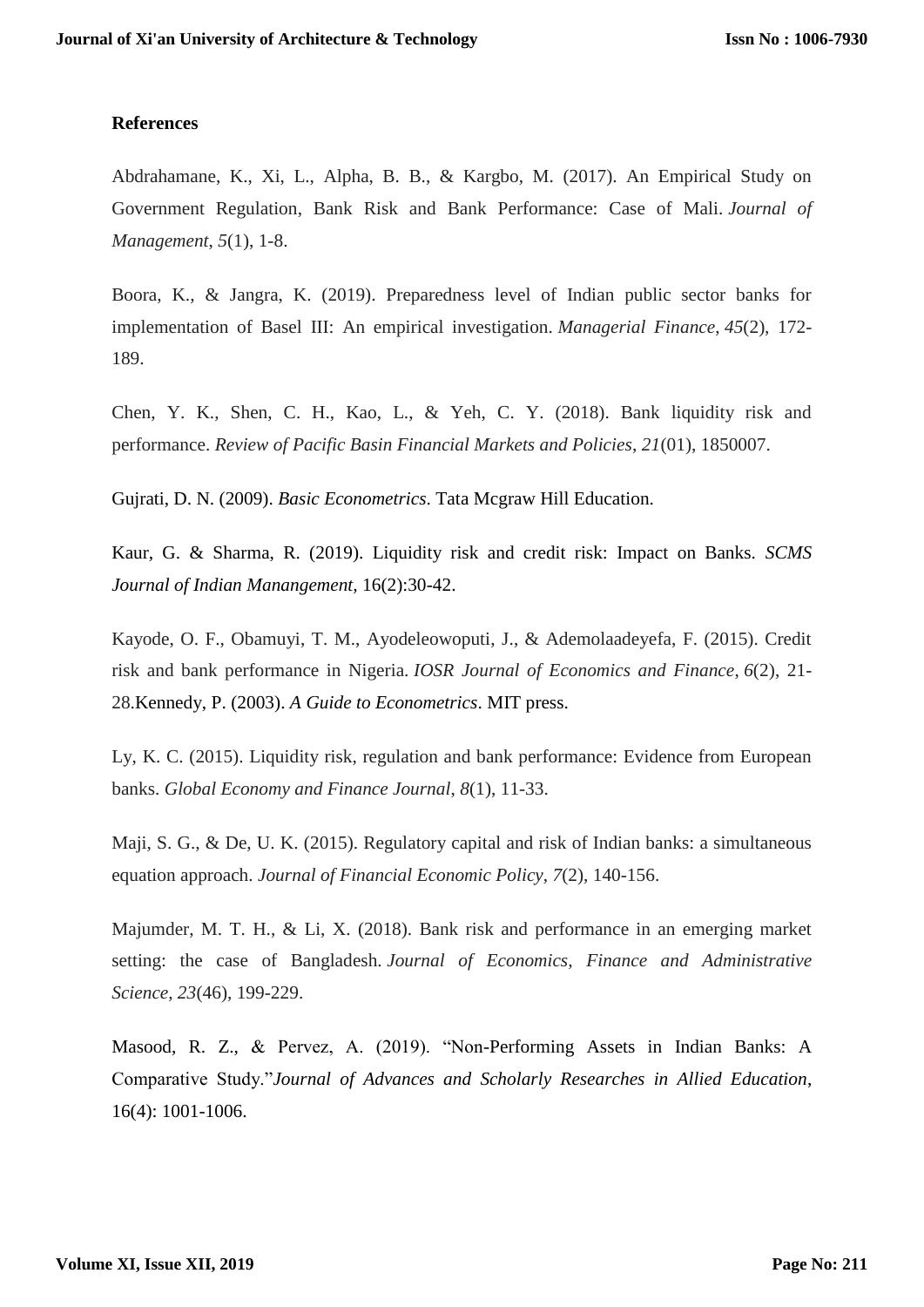**References**

Abdrahamane, K., Xi, L., Alpha, B. B., & Kargbo, M. (2017). An Empirical Study on Government Regulation, Bank Risk and Bank Performance: Case of Mali. *Journal of Management*, *5*(1), 1-8.

Boora, K., & Jangra, K. (2019). Preparedness level of Indian public sector banks for implementation of Basel III: An empirical investigation. *Managerial Finance*, *45*(2), 172-189.

Chen, Y. K., Shen, C. H., Kao, L., & Yeh, C. Y. (2018). Bank liquidity risk and performance. *Review of Pacific Basin Financial Markets and Policies*, *21*(01), 1850007.

Gujrati, D. N. (2009). *Basic Econometrics*. Tata Mcgraw Hill Education.

Kaur, G. & Sharma, R. (2019). Liquidity risk and credit risk: Impact on Banks. *SCMS Journal of Indian Manangement,* 16(2):30-42.

Kayode, O. F., Obamuyi, T. M., Ayodeleowoputi, J., & Ademolaadeyefa, F. (2015). Credit risk and bank performance in Nigeria. *IOSR Journal of Economics and Finance*, *6*(2), 21-28.Kennedy, P. (2003). *A Guide to Econometrics*. MIT press.

Ly, K. C. (2015). Liquidity risk, regulation and bank performance: Evidence from European banks. *Global Economy and Finance Journal*, *8*(1), 11-33.

Maji, S. G., & De, U. K. (2015). Regulatory capital and risk of Indian banks: a simultaneous equation approach. *Journal of Financial Economic Policy*, *7*(2), 140-156.

Majumder, M. T. H., & Li, X. (2018). Bank risk and performance in an emerging market setting: the case of Bangladesh. *Journal of Economics, Finance and Administrative Science*, *23*(46), 199-229.

Masood, R. Z., & Pervez, A. (2019). "Non-Performing Assets in Indian Banks: A Comparative Study."*Journal of Advances and Scholarly Researches in Allied Education*, 16(4): 1001-1006.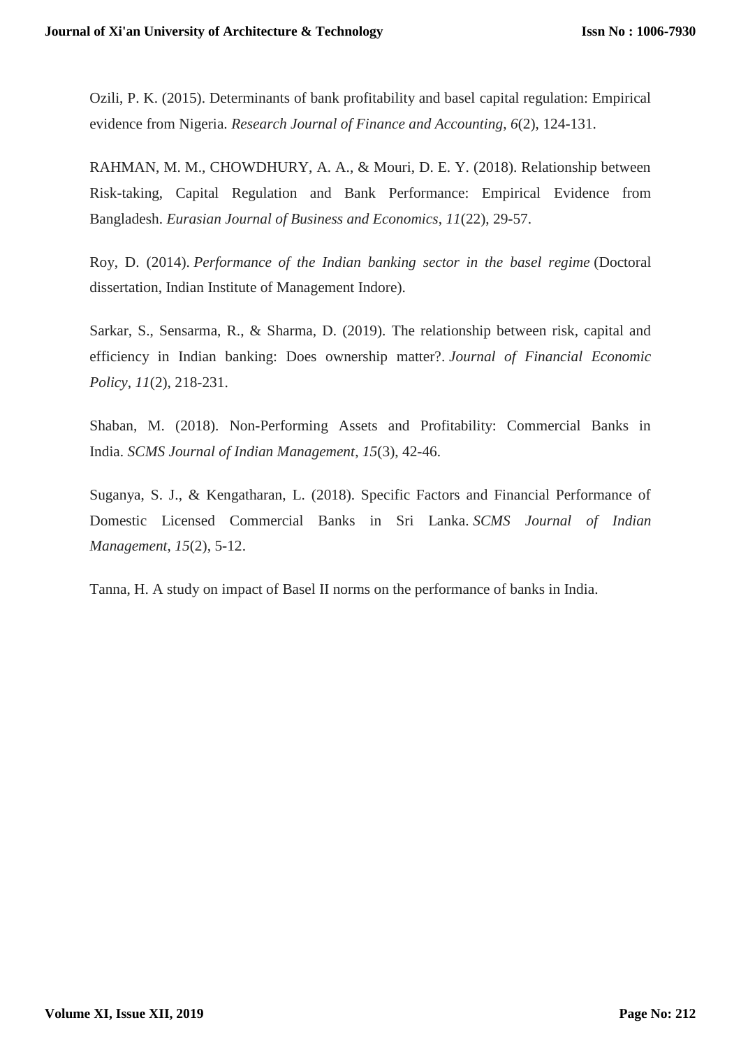Ozili, P. K. (2015). Determinants of bank profitability and basel capital regulation: Empirical evidence from Nigeria. *Research Journal of Finance and Accounting*, *6*(2), 124-131.

RAHMAN, M. M., CHOWDHURY, A. A., & Mouri, D. E. Y. (2018). Relationship between Risk-taking, Capital Regulation and Bank Performance: Empirical Evidence from Bangladesh. *Eurasian Journal of Business and Economics*, *11*(22), 29-57.

Roy, D. (2014). *Performance of the Indian banking sector in the basel regime* (Doctoral dissertation, Indian Institute of Management Indore).

Sarkar, S., Sensarma, R., & Sharma, D. (2019). The relationship between risk, capital and efficiency in Indian banking: Does ownership matter?. *Journal of Financial Economic Policy*, *11*(2), 218-231.

Shaban, M. (2018). Non-Performing Assets and Profitability: Commercial Banks in India. *SCMS Journal of Indian Management*, *15*(3), 42-46.

Suganya, S. J., & Kengatharan, L. (2018). Specific Factors and Financial Performance of Domestic Licensed Commercial Banks in Sri Lanka. *SCMS Journal of Indian Management*, *15*(2), 5-12.

Tanna, H. A study on impact of Basel II norms on the performance of banks in India.